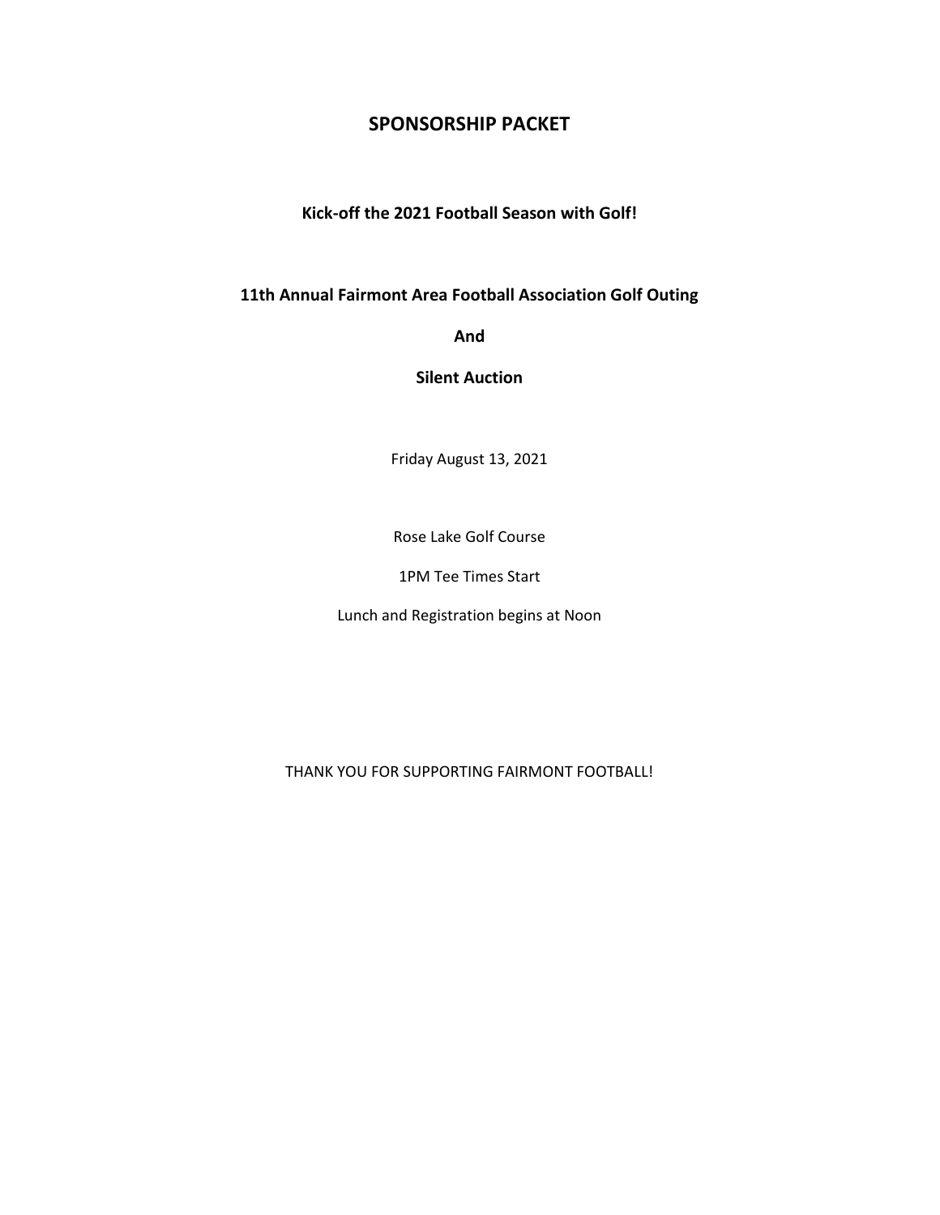# SPONSORSHIP PACKET

**Kick-off the 2021 Football Season with Golf!**

**11th Annual Fairmont Area Football Association Golf Outing**

**And**

**Silent Auction**

Friday August 13, 2021

Rose Lake Golf Course

1PM Tee Times Start

Lunch and Registration begins at Noon

THANK YOU FOR SUPPORTING FAIRMONT FOOTBALL!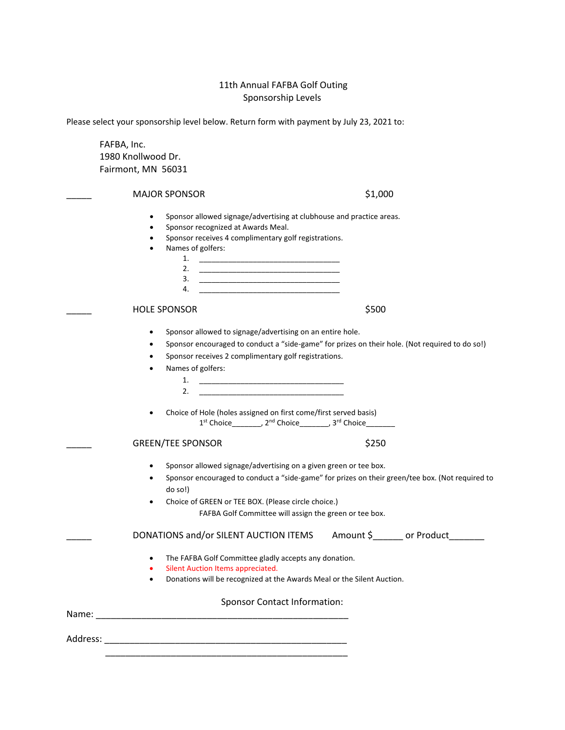# 11th Annual FAFBA Golf Outing
## Sponsorship Levels

Please select your sponsorship level below. Return form with payment by July 23, 2021 to:

FAFBA, Inc.
1980 Knollwood Dr.
Fairmont, MN 56031

_____ MAJOR SPONSOR $1,000

- Sponsor allowed signage/advertising at clubhouse and practice areas.
- Sponsor recognized at Awards Meal.
- Sponsor receives 4 complimentary golf registrations.
- Names of golfers:
  1. ________________________________
  2. ________________________________
  3. ________________________________
  4. ________________________________

_____ HOLE SPONSOR $500

- Sponsor allowed to signage/advertising on an entire hole.
- Sponsor encouraged to conduct a "side-game" for prizes on their hole. (Not required to do so!)
- Sponsor receives 2 complimentary golf registrations.
- Names of golfers:
  1. ________________________________
  2. ________________________________
- Choice of Hole (holes assigned on first come/first served basis)
  1st Choice_______, 2nd Choice_______, 3rd Choice_______

_____ GREEN/TEE SPONSOR $250

- Sponsor allowed signage/advertising on a given green or tee box.
- Sponsor encouraged to conduct a "side-game" for prizes on their green/tee box. (Not required to do so!)
- Choice of GREEN or TEE BOX. (Please circle choice.)
  FAFBA Golf Committee will assign the green or tee box.

_____ DONATIONS and/or SILENT AUCTION ITEMS Amount $______ or Product_______

- The FAFBA Golf Committee gladly accepts any donation.
- Silent Auction Items appreciated.
- Donations will be recognized at the Awards Meal or the Silent Auction.

Sponsor Contact Information:

Name: ________________________________________________

Address: ______________________________________________
______________________________________________